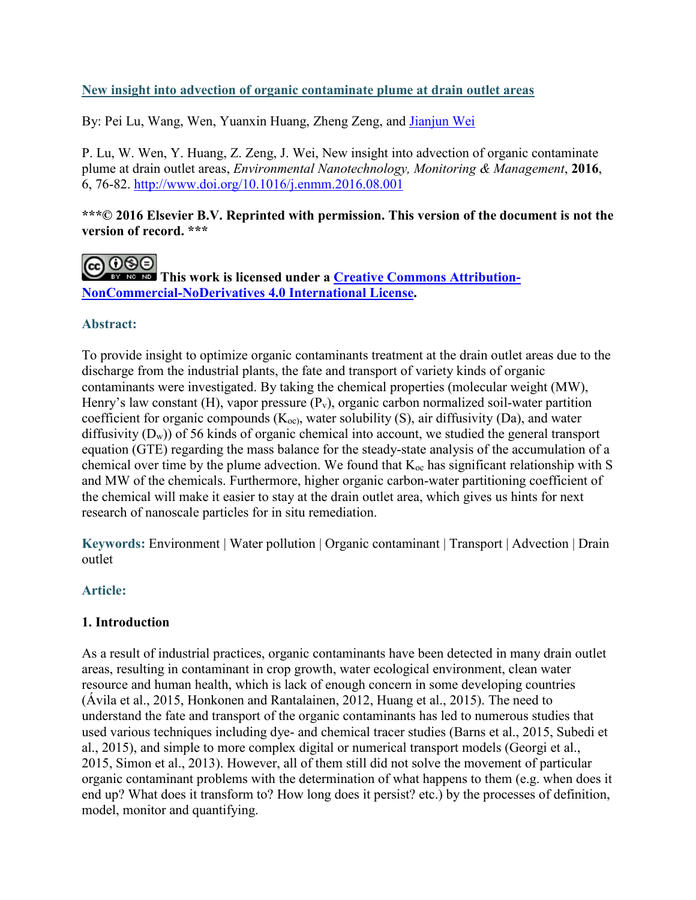[New insight into advection of organic contaminate plume at drain outlet areas](http://www.doi.org/10.1016/j.enmm.2016.08.001)

By: Pei Lu, Wang, Wen, Yuanxin Huang, Zheng Zeng, and [Jianjun Wei](#)

P. Lu, W. Wen, Y. Huang, Z. Zeng, J. Wei, New insight into advection of organic contaminate plume at drain outlet areas, *Environmental Nanotechnology, Monitoring & Management*, **2016**, 6, 76-82. [http://www.doi.org/10.1016/j.enmm.2016.08.001](http://www.doi.org/10.1016/j.enmm.2016.08.001)

**\*\*\*© 2016 Elsevier B.V. Reprinted with permission. This version of the document is not the version of record. \*\*\***

**This work is licensed under a [Creative Commons Attribution-NonCommercial-NoDerivatives 4.0 International License](#).**

**Abstract:**

To provide insight to optimize organic contaminants treatment at the drain outlet areas due to the discharge from the industrial plants, the fate and transport of variety kinds of organic contaminants were investigated. By taking the chemical properties (molecular weight (MW), Henry's law constant (H), vapor pressure ($P_v$), organic carbon normalized soil-water partition coefficient for organic compounds ($K_{oc}$), water solubility (S), air diffusivity (Da), and water diffusivity ($D_w$)) of 56 kinds of organic chemical into account, we studied the general transport equation (GTE) regarding the mass balance for the steady-state analysis of the accumulation of a chemical over time by the plume advection. We found that $K_{oc}$ has significant relationship with S and MW of the chemicals. Furthermore, higher organic carbon-water partitioning coefficient of the chemical will make it easier to stay at the drain outlet area, which gives us hints for next research of nanoscale particles for in situ remediation.

**Keywords:** Environment | Water pollution | Organic contaminant | Transport | Advection | Drain outlet

**Article:**

## 1. Introduction

As a result of industrial practices, organic contaminants have been detected in many drain outlet areas, resulting in contaminant in crop growth, water ecological environment, clean water resource and human health, which is lack of enough concern in some developing countries (Ávila et al., 2015, Honkonen and Rantalainen, 2012, Huang et al., 2015). The need to understand the fate and transport of the organic contaminants has led to numerous studies that used various techniques including dye- and chemical tracer studies (Barns et al., 2015, Subedi et al., 2015), and simple to more complex digital or numerical transport models (Georgi et al., 2015, Simon et al., 2013). However, all of them still did not solve the movement of particular organic contaminant problems with the determination of what happens to them (e.g. when does it end up? What does it transform to? How long does it persist? etc.) by the processes of definition, model, monitor and quantifying.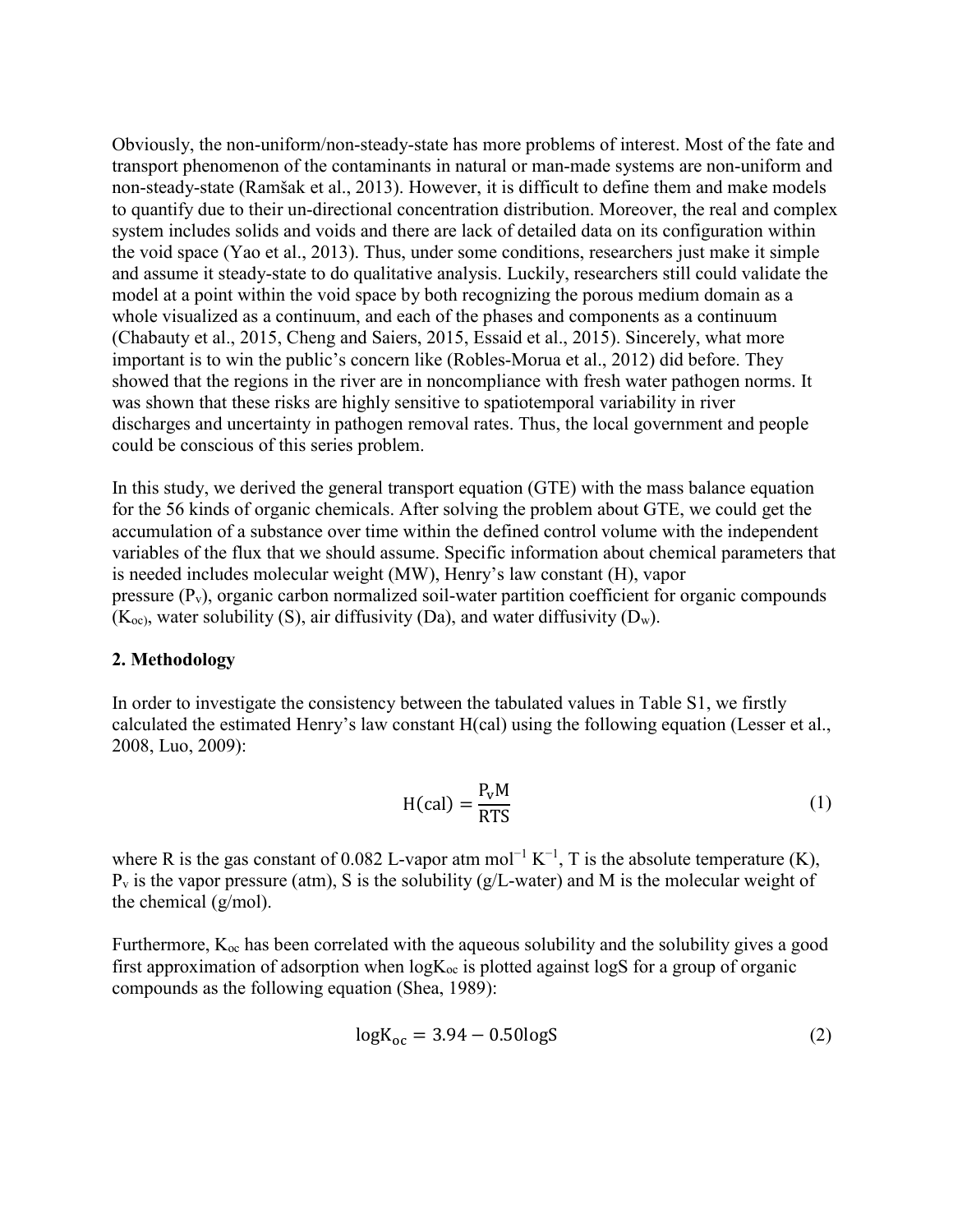Obviously, the non-uniform/non-steady-state has more problems of interest. Most of the fate and transport phenomenon of the contaminants in natural or man-made systems are non-uniform and non-steady-state (Ramšak et al., 2013). However, it is difficult to define them and make models to quantify due to their un-directional concentration distribution. Moreover, the real and complex system includes solids and voids and there are lack of detailed data on its configuration within the void space (Yao et al., 2013). Thus, under some conditions, researchers just make it simple and assume it steady-state to do qualitative analysis. Luckily, researchers still could validate the model at a point within the void space by both recognizing the porous medium domain as a whole visualized as a continuum, and each of the phases and components as a continuum (Chabauty et al., 2015, Cheng and Saiers, 2015, Essaid et al., 2015). Sincerely, what more important is to win the public's concern like (Robles-Morua et al., 2012) did before. They showed that the regions in the river are in noncompliance with fresh water pathogen norms. It was shown that these risks are highly sensitive to spatiotemporal variability in river discharges and uncertainty in pathogen removal rates. Thus, the local government and people could be conscious of this series problem.

In this study, we derived the general transport equation (GTE) with the mass balance equation for the 56 kinds of organic chemicals. After solving the problem about GTE, we could get the accumulation of a substance over time within the defined control volume with the independent variables of the flux that we should assume. Specific information about chemical parameters that is needed includes molecular weight (MW), Henry's law constant (H), vapor pressure ($P_v$), organic carbon normalized soil-water partition coefficient for organic compounds ($K_{oc}$), water solubility (S), air diffusivity (Da), and water diffusivity ($D_w$).

## 2. Methodology

In order to investigate the consistency between the tabulated values in Table S1, we firstly calculated the estimated Henry's law constant H(cal) using the following equation (Lesser et al., 2008, Luo, 2009):

$$\mathrm{H(cal)} = \frac{\mathrm{P_v M}}{\mathrm{RTS}} \tag{1}$$

where R is the gas constant of 0.082 L-vapor atm mol$^{-1}$ K$^{-1}$, T is the absolute temperature (K), $P_v$ is the vapor pressure (atm), S is the solubility (g/L-water) and M is the molecular weight of the chemical (g/mol).

Furthermore, $K_{oc}$ has been correlated with the aqueous solubility and the solubility gives a good first approximation of adsorption when $\log K_{oc}$ is plotted against logS for a group of organic compounds as the following equation (Shea, 1989):

$$\log \mathrm{K_{oc}} = 3.94 - 0.50 \log \mathrm{S} \tag{2}$$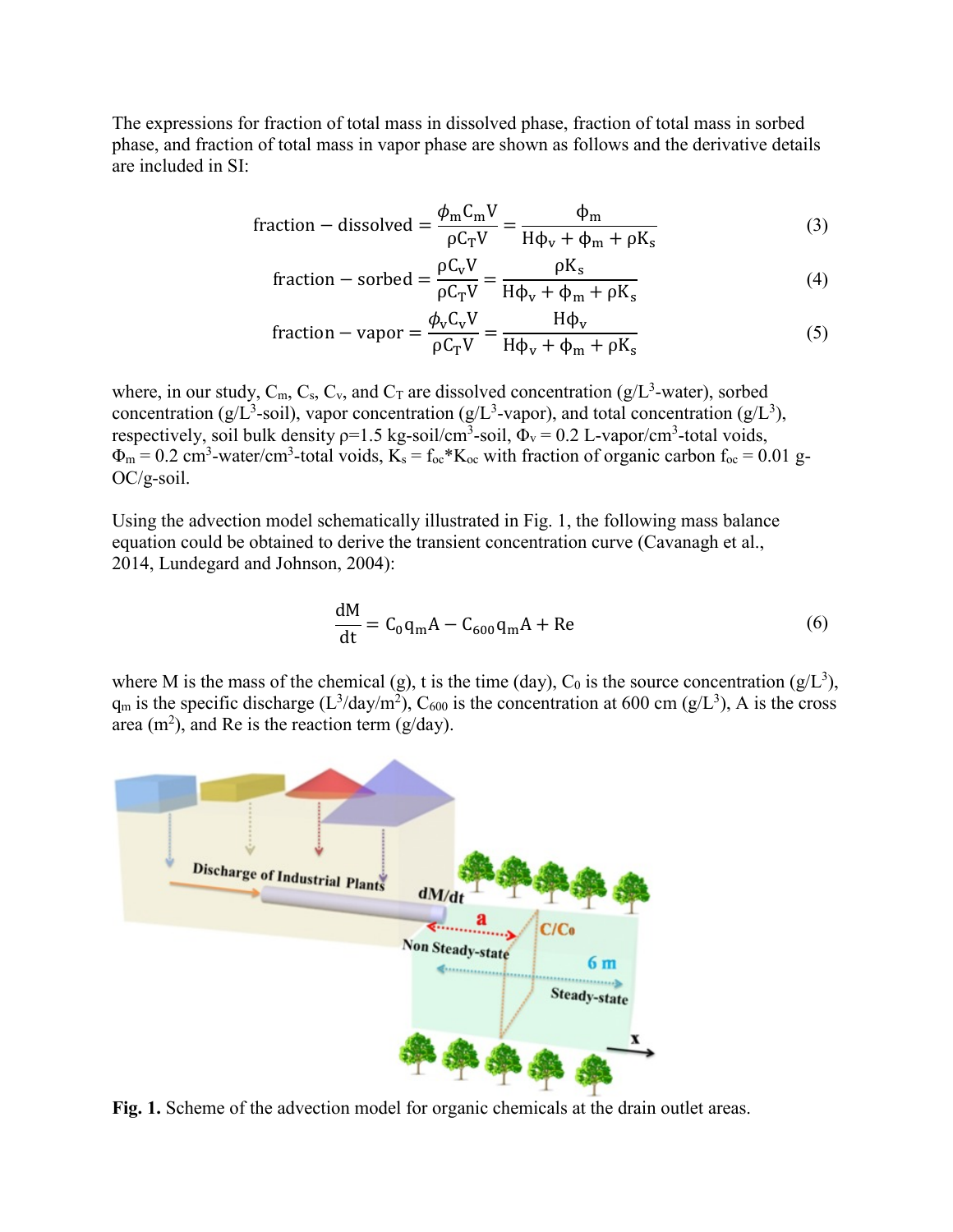The expressions for fraction of total mass in dissolved phase, fraction of total mass in sorbed phase, and fraction of total mass in vapor phase are shown as follows and the derivative details are included in SI:

$$\text{fraction} - \text{dissolved} = \frac{\phi_m C_m V}{\rho C_T V} = \frac{\phi_m}{H\phi_v + \phi_m + \rho K_s} \tag{3}$$

$$\text{fraction} - \text{sorbed} = \frac{\rho C_v V}{\rho C_T V} = \frac{\rho K_s}{H\phi_v + \phi_m + \rho K_s} \tag{4}$$

$$\text{fraction} - \text{vapor} = \frac{\phi_v C_v V}{\rho C_T V} = \frac{H\phi_v}{H\phi_v + \phi_m + \rho K_s} \tag{5}$$

where, in our study, $C_m$, $C_s$, $C_v$, and $C_T$ are dissolved concentration (g/$L^3$-water), sorbed concentration (g/$L^3$-soil), vapor concentration (g/$L^3$-vapor), and total concentration (g/$L^3$), respectively, soil bulk density ρ=1.5 kg-soil/$cm^3$-soil, $\Phi_v$ = 0.2 L-vapor/$cm^3$-total voids, $\Phi_m$ = 0.2 $cm^3$-water/$cm^3$-total voids, $K_s = f_{oc}*K_{oc}$ with fraction of organic carbon $f_{oc}$ = 0.01 g-OC/g-soil.

Using the advection model schematically illustrated in Fig. 1, the following mass balance equation could be obtained to derive the transient concentration curve (Cavanagh et al., 2014, Lundegard and Johnson, 2004):

$$\frac{dM}{dt} = C_0 q_m A - C_{600} q_m A + Re \tag{6}$$

where M is the mass of the chemical (g), t is the time (day), $C_0$ is the source concentration (g/$L^3$), $q_m$ is the specific discharge ($L^3$/day/$m^2$), $C_{600}$ is the concentration at 600 cm (g/$L^3$), A is the cross area ($m^2$), and Re is the reaction term (g/day).

**Fig. 1.** Scheme of the advection model for organic chemicals at the drain outlet areas.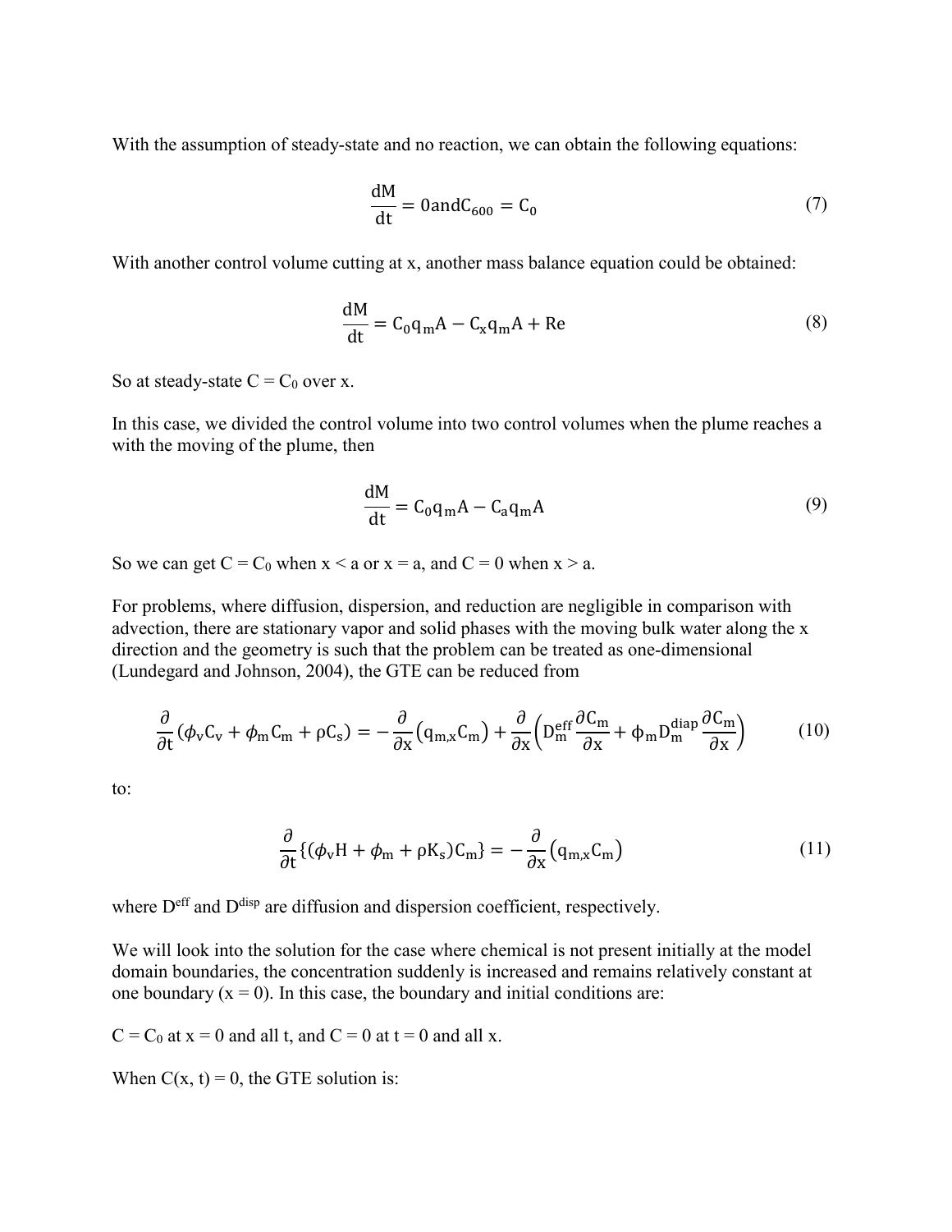With the assumption of steady-state and no reaction, we can obtain the following equations:

$$\frac{dM}{dt} = 0 \text{and} C_{600} = C_0 \tag{7}$$

With another control volume cutting at x, another mass balance equation could be obtained:

$$\frac{dM}{dt} = C_0 q_m A - C_x q_m A + Re \tag{8}$$

So at steady-state C = $C_0$ over x.

In this case, we divided the control volume into two control volumes when the plume reaches a with the moving of the plume, then

$$\frac{dM}{dt} = C_0 q_m A - C_a q_m A \tag{9}$$

So we can get C = $C_0$ when x < a or x = a, and C = 0 when x > a.

For problems, where diffusion, dispersion, and reduction are negligible in comparison with advection, there are stationary vapor and solid phases with the moving bulk water along the x direction and the geometry is such that the problem can be treated as one-dimensional (Lundegard and Johnson, 2004), the GTE can be reduced from

$$\frac{\partial}{\partial t}(\phi_v C_v + \phi_m C_m + \rho C_s) = -\frac{\partial}{\partial x}\left(q_{m,x} C_m\right) + \frac{\partial}{\partial x}\left(D_m^{eff}\frac{\partial C_m}{\partial x} + \phi_m D_m^{diap}\frac{\partial C_m}{\partial x}\right) \tag{10}$$

to:

$$\frac{\partial}{\partial t}\{(\phi_v H + \phi_m + \rho K_s) C_m\} = -\frac{\partial}{\partial x}\left(q_{m,x} C_m\right) \tag{11}$$

where $D^{eff}$ and $D^{disp}$ are diffusion and dispersion coefficient, respectively.

We will look into the solution for the case where chemical is not present initially at the model domain boundaries, the concentration suddenly is increased and remains relatively constant at one boundary (x = 0). In this case, the boundary and initial conditions are:

C = $C_0$ at x = 0 and all t, and C = 0 at t = 0 and all x.

When C(x, t) = 0, the GTE solution is: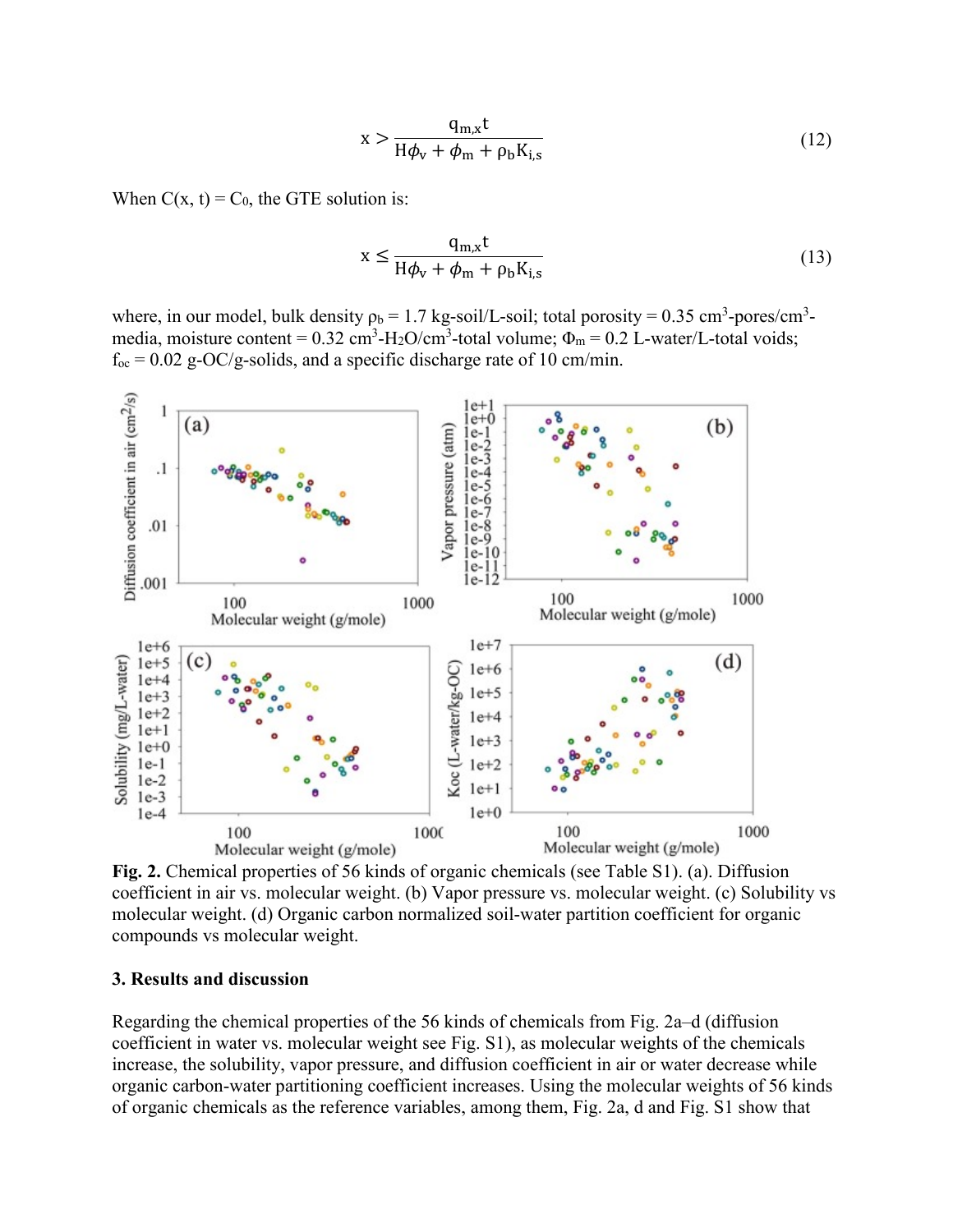$$x > \frac{q_{m,x}t}{H\phi_v + \phi_m + \rho_b K_{i,s}} \tag{12}$$

When $C(x, t) = C_0$, the GTE solution is:

$$x \leq \frac{q_{m,x}t}{H\phi_v + \phi_m + \rho_b K_{i,s}} \tag{13}$$

where, in our model, bulk density $\rho_b$ = 1.7 kg-soil/L-soil; total porosity = 0.35 $cm^3$-pores/$cm^3$-media, moisture content = 0.32 $cm^3$-$H_2O$/$cm^3$-total volume; $\Phi_m$ = 0.2 L-water/L-total voids; $f_{oc}$ = 0.02 g-OC/g-solids, and a specific discharge rate of 10 cm/min.

**Fig. 2.** Chemical properties of 56 kinds of organic chemicals (see Table S1). (a). Diffusion coefficient in air vs. molecular weight. (b) Vapor pressure vs. molecular weight. (c) Solubility vs molecular weight. (d) Organic carbon normalized soil-water partition coefficient for organic compounds vs molecular weight.

## 3. Results and discussion

Regarding the chemical properties of the 56 kinds of chemicals from Fig. 2a–d (diffusion coefficient in water vs. molecular weight see Fig. S1), as molecular weights of the chemicals increase, the solubility, vapor pressure, and diffusion coefficient in air or water decrease while organic carbon-water partitioning coefficient increases. Using the molecular weights of 56 kinds of organic chemicals as the reference variables, among them, Fig. 2a, d and Fig. S1 show that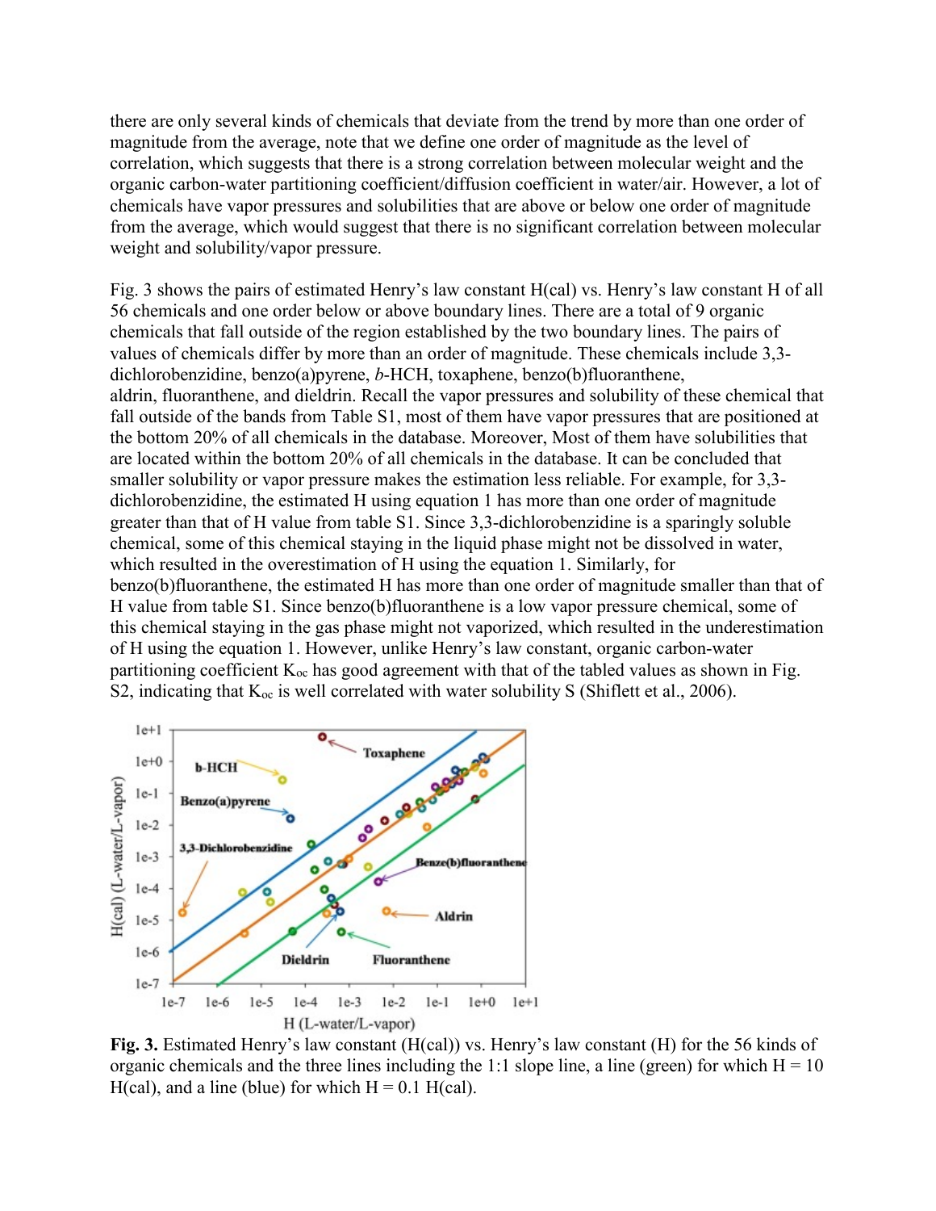there are only several kinds of chemicals that deviate from the trend by more than one order of magnitude from the average, note that we define one order of magnitude as the level of correlation, which suggests that there is a strong correlation between molecular weight and the organic carbon-water partitioning coefficient/diffusion coefficient in water/air. However, a lot of chemicals have vapor pressures and solubilities that are above or below one order of magnitude from the average, which would suggest that there is no significant correlation between molecular weight and solubility/vapor pressure.

Fig. 3 shows the pairs of estimated Henry's law constant H(cal) vs. Henry's law constant H of all 56 chemicals and one order below or above boundary lines. There are a total of 9 organic chemicals that fall outside of the region established by the two boundary lines. The pairs of values of chemicals differ by more than an order of magnitude. These chemicals include 3,3-dichlorobenzidine, benzo(a)pyrene, *b*-HCH, toxaphene, benzo(b)fluoranthene, aldrin, fluoranthene, and dieldrin. Recall the vapor pressures and solubility of these chemical that fall outside of the bands from Table S1, most of them have vapor pressures that are positioned at the bottom 20% of all chemicals in the database. Moreover, Most of them have solubilities that are located within the bottom 20% of all chemicals in the database. It can be concluded that smaller solubility or vapor pressure makes the estimation less reliable. For example, for 3,3-dichlorobenzidine, the estimated H using equation 1 has more than one order of magnitude greater than that of H value from table S1. Since 3,3-dichlorobenzidine is a sparingly soluble chemical, some of this chemical staying in the liquid phase might not be dissolved in water, which resulted in the overestimation of H using the equation 1. Similarly, for benzo(b)fluoranthene, the estimated H has more than one order of magnitude smaller than that of H value from table S1. Since benzo(b)fluoranthene is a low vapor pressure chemical, some of this chemical staying in the gas phase might not vaporized, which resulted in the underestimation of H using the equation 1. However, unlike Henry's law constant, organic carbon-water partitioning coefficient $K_{oc}$ has good agreement with that of the tabled values as shown in Fig. S2, indicating that $K_{oc}$ is well correlated with water solubility S (Shiflett et al., 2006).

**Fig. 3.** Estimated Henry's law constant (H(cal)) vs. Henry's law constant (H) for the 56 kinds of organic chemicals and the three lines including the 1:1 slope line, a line (green) for which H = 10 H(cal), and a line (blue) for which H = 0.1 H(cal).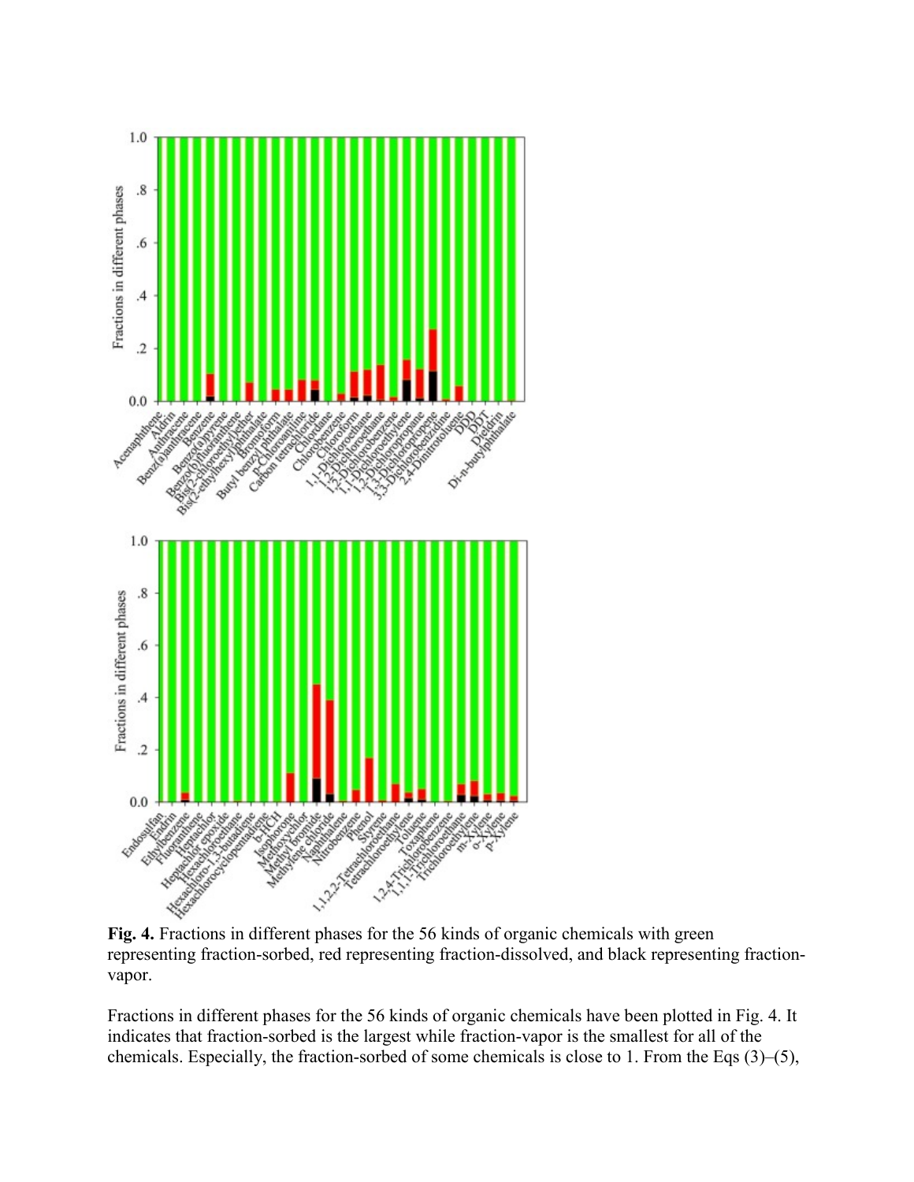**Fig. 4.** Fractions in different phases for the 56 kinds of organic chemicals with green representing fraction-sorbed, red representing fraction-dissolved, and black representing fraction-vapor.

Fractions in different phases for the 56 kinds of organic chemicals have been plotted in Fig. 4. It indicates that fraction-sorbed is the largest while fraction-vapor is the smallest for all of the chemicals. Especially, the fraction-sorbed of some chemicals is close to 1. From the Eqs (3)–(5),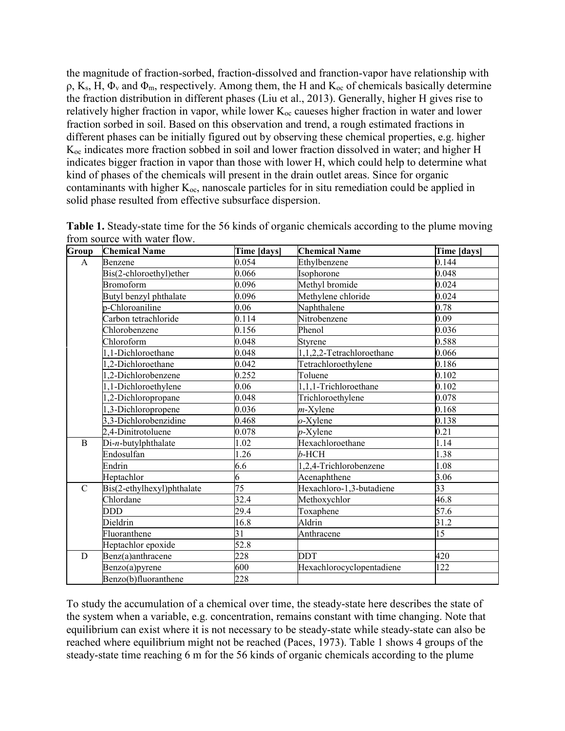the magnitude of fraction-sorbed, fraction-dissolved and franction-vapor have relationship with $\rho$, $K_s$, H, $\Phi_v$ and $\Phi_m$, respectively. Among them, the H and $K_{oc}$ of chemicals basically determine the fraction distribution in different phases (Liu et al., 2013). Generally, higher H gives rise to relatively higher fraction in vapor, while lower $K_{oc}$ caueses higher fraction in water and lower fraction sorbed in soil. Based on this observation and trend, a rough estimated fractions in different phases can be initially figured out by observing these chemical properties, e.g. higher $K_{oc}$ indicates more fraction sobbed in soil and lower fraction dissolved in water; and higher H indicates bigger fraction in vapor than those with lower H, which could help to determine what kind of phases of the chemicals will present in the drain outlet areas. Since for organic contaminants with higher $K_{oc}$, nanoscale particles for in situ remediation could be applied in solid phase resulted from effective subsurface dispersion.

**Table 1.** Steady-state time for the 56 kinds of organic chemicals according to the plume moving from source with water flow.

| Group | Chemical Name | Time [days] | Chemical Name | Time [days] |
|---|---|---|---|---|
| A | Benzene | 0.054 | Ethylbenzene | 0.144 |
| | Bis(2-chloroethyl)ether | 0.066 | Isophorone | 0.048 |
| | Bromoform | 0.096 | Methyl bromide | 0.024 |
| | Butyl benzyl phthalate | 0.096 | Methylene chloride | 0.024 |
| | p-Chloroaniline | 0.06 | Naphthalene | 0.78 |
| | Carbon tetrachloride | 0.114 | Nitrobenzene | 0.09 |
| | Chlorobenzene | 0.156 | Phenol | 0.036 |
| | Chloroform | 0.048 | Styrene | 0.588 |
| | 1,1-Dichloroethane | 0.048 | 1,1,2,2-Tetrachloroethane | 0.066 |
| | 1,2-Dichloroethane | 0.042 | Tetrachloroethylene | 0.186 |
| | 1,2-Dichlorobenzene | 0.252 | Toluene | 0.102 |
| | 1,1-Dichloroethylene | 0.06 | 1,1,1-Trichloroethane | 0.102 |
| | 1,2-Dichloropropane | 0.048 | Trichloroethylene | 0.078 |
| | 1,3-Dichloropropene | 0.036 | *m*-Xylene | 0.168 |
| | 3,3-Dichlorobenzidine | 0.468 | *o*-Xylene | 0.138 |
| | 2,4-Dinitrotoluene | 0.078 | *p*-Xylene | 0.21 |
| B | Di-*n*-butylphthalate | 1.02 | Hexachloroethane | 1.14 |
| | Endosulfan | 1.26 | *b*-HCH | 1.38 |
| | Endrin | 6.6 | 1,2,4-Trichlorobenzene | 1.08 |
| | Heptachlor | 6 | Acenaphthene | 3.06 |
| C | Bis(2-ethylhexyl)phthalate | 75 | Hexachloro-1,3-butadiene | 33 |
| | Chlordane | 32.4 | Methoxychlor | 46.8 |
| | DDD | 29.4 | Toxaphene | 57.6 |
| | Dieldrin | 16.8 | Aldrin | 31.2 |
| | Fluoranthene | 31 | Anthracene | 15 |
| | Heptachlor epoxide | 52.8 | | |
| D | Benz(a)anthracene | 228 | DDT | 420 |
| | Benzo(a)pyrene | 600 | Hexachlorocyclopentadiene | 122 |
| | Benzo(b)fluoranthene | 228 | | |

To study the accumulation of a chemical over time, the steady-state here describes the state of the system when a variable, e.g. concentration, remains constant with time changing. Note that equilibrium can exist where it is not necessary to be steady-state while steady-state can also be reached where equilibrium might not be reached (Paces, 1973). Table 1 shows 4 groups of the steady-state time reaching 6 m for the 56 kinds of organic chemicals according to the plume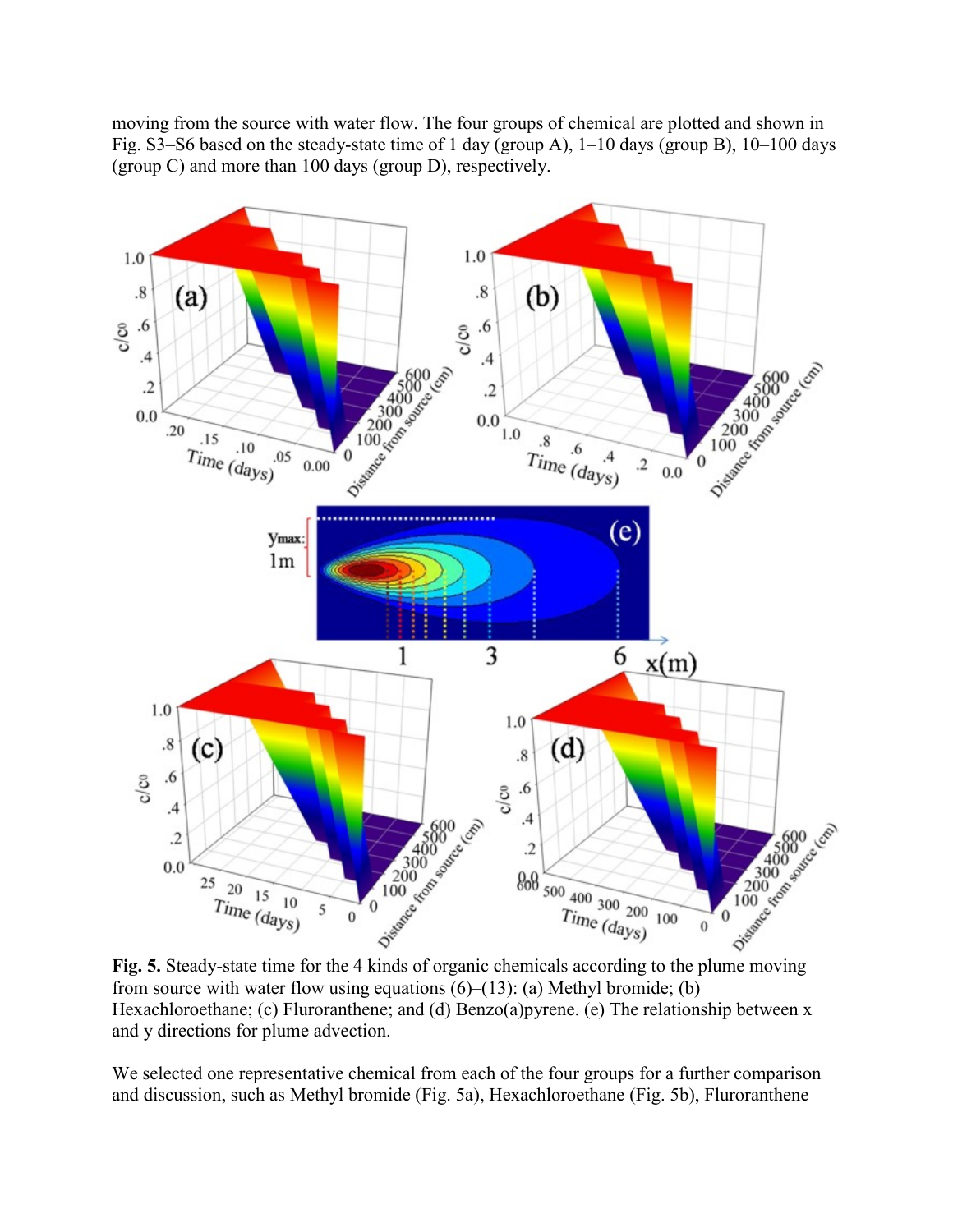moving from the source with water flow. The four groups of chemical are plotted and shown in Fig. S3–S6 based on the steady-state time of 1 day (group A), 1–10 days (group B), 10–100 days (group C) and more than 100 days (group D), respectively.

**Fig. 5.** Steady-state time for the 4 kinds of organic chemicals according to the plume moving from source with water flow using equations (6)–(13): (a) Methyl bromide; (b) Hexachloroethane; (c) Fluroranthene; and (d) Benzo(a)pyrene. (e) The relationship between x and y directions for plume advection.

We selected one representative chemical from each of the four groups for a further comparison and discussion, such as Methyl bromide (Fig. 5a), Hexachloroethane (Fig. 5b), Fluroranthene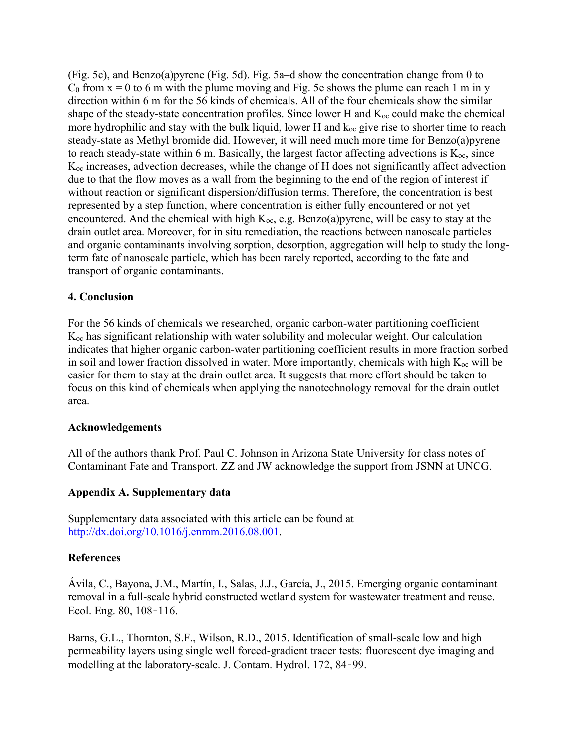(Fig. 5c), and Benzo(a)pyrene (Fig. 5d). Fig. 5a–d show the concentration change from 0 to $C_0$ from x = 0 to 6 m with the plume moving and Fig. 5e shows the plume can reach 1 m in y direction within 6 m for the 56 kinds of chemicals. All of the four chemicals show the similar shape of the steady-state concentration profiles. Since lower H and $K_{oc}$ could make the chemical more hydrophilic and stay with the bulk liquid, lower H and $k_{oc}$ give rise to shorter time to reach steady-state as Methyl bromide did. However, it will need much more time for Benzo(a)pyrene to reach steady-state within 6 m. Basically, the largest factor affecting advections is $K_{oc}$, since $K_{oc}$ increases, advection decreases, while the change of H does not significantly affect advection due to that the flow moves as a wall from the beginning to the end of the region of interest if without reaction or significant dispersion/diffusion terms. Therefore, the concentration is best represented by a step function, where concentration is either fully encountered or not yet encountered. And the chemical with high $K_{oc}$, e.g. Benzo(a)pyrene, will be easy to stay at the drain outlet area. Moreover, for in situ remediation, the reactions between nanoscale particles and organic contaminants involving sorption, desorption, aggregation will help to study the long-term fate of nanoscale particle, which has been rarely reported, according to the fate and transport of organic contaminants.

## 4. Conclusion

For the 56 kinds of chemicals we researched, organic carbon-water partitioning coefficient $K_{oc}$ has significant relationship with water solubility and molecular weight. Our calculation indicates that higher organic carbon-water partitioning coefficient results in more fraction sorbed in soil and lower fraction dissolved in water. More importantly, chemicals with high $K_{oc}$ will be easier for them to stay at the drain outlet area. It suggests that more effort should be taken to focus on this kind of chemicals when applying the nanotechnology removal for the drain outlet area.

## Acknowledgements

All of the authors thank Prof. Paul C. Johnson in Arizona State University for class notes of Contaminant Fate and Transport. ZZ and JW acknowledge the support from JSNN at UNCG.

## Appendix A. Supplementary data

Supplementary data associated with this article can be found at http://dx.doi.org/10.1016/j.enmm.2016.08.001.

## References

Ávila, C., Bayona, J.M., Martín, I., Salas, J.J., García, J., 2015. Emerging organic contaminant removal in a full-scale hybrid constructed wetland system for wastewater treatment and reuse. Ecol. Eng. 80, 108–116.

Barns, G.L., Thornton, S.F., Wilson, R.D., 2015. Identification of small-scale low and high permeability layers using single well forced-gradient tracer tests: fluorescent dye imaging and modelling at the laboratory-scale. J. Contam. Hydrol. 172, 84–99.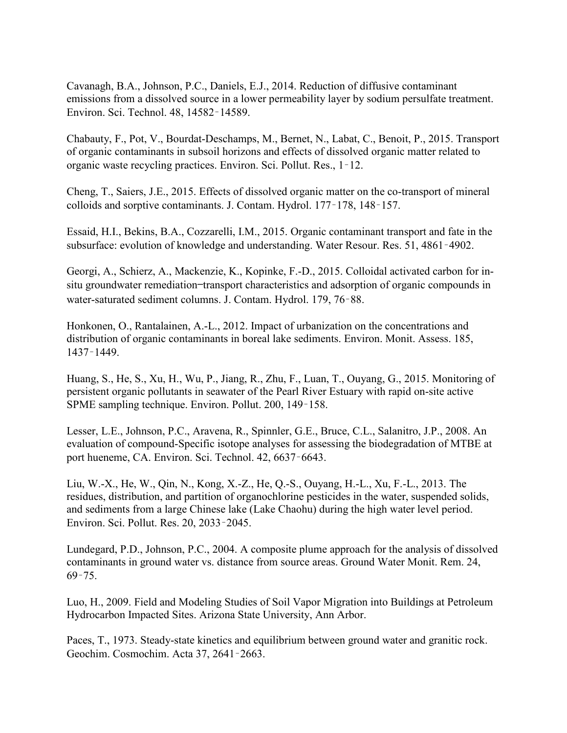Cavanagh, B.A., Johnson, P.C., Daniels, E.J., 2014. Reduction of diffusive contaminant emissions from a dissolved source in a lower permeability layer by sodium persulfate treatment. Environ. Sci. Technol. 48, 14582‑14589.

Chabauty, F., Pot, V., Bourdat-Deschamps, M., Bernet, N., Labat, C., Benoit, P., 2015. Transport of organic contaminants in subsoil horizons and effects of dissolved organic matter related to organic waste recycling practices. Environ. Sci. Pollut. Res., 1‑12.

Cheng, T., Saiers, J.E., 2015. Effects of dissolved organic matter on the co-transport of mineral colloids and sorptive contaminants. J. Contam. Hydrol. 177‑178, 148‑157.

Essaid, H.I., Bekins, B.A., Cozzarelli, I.M., 2015. Organic contaminant transport and fate in the subsurface: evolution of knowledge and understanding. Water Resour. Res. 51, 4861‑4902.

Georgi, A., Schierz, A., Mackenzie, K., Kopinke, F.-D., 2015. Colloidal activated carbon for in-situ groundwater remediation–transport characteristics and adsorption of organic compounds in water-saturated sediment columns. J. Contam. Hydrol. 179, 76‑88.

Honkonen, O., Rantalainen, A.-L., 2012. Impact of urbanization on the concentrations and distribution of organic contaminants in boreal lake sediments. Environ. Monit. Assess. 185, 1437‑1449.

Huang, S., He, S., Xu, H., Wu, P., Jiang, R., Zhu, F., Luan, T., Ouyang, G., 2015. Monitoring of persistent organic pollutants in seawater of the Pearl River Estuary with rapid on-site active SPME sampling technique. Environ. Pollut. 200, 149‑158.

Lesser, L.E., Johnson, P.C., Aravena, R., Spinnler, G.E., Bruce, C.L., Salanitro, J.P., 2008. An evaluation of compound-Specific isotope analyses for assessing the biodegradation of MTBE at port hueneme, CA. Environ. Sci. Technol. 42, 6637‑6643.

Liu, W.-X., He, W., Qin, N., Kong, X.-Z., He, Q.-S., Ouyang, H.-L., Xu, F.-L., 2013. The residues, distribution, and partition of organochlorine pesticides in the water, suspended solids, and sediments from a large Chinese lake (Lake Chaohu) during the high water level period. Environ. Sci. Pollut. Res. 20, 2033‑2045.

Lundegard, P.D., Johnson, P.C., 2004. A composite plume approach for the analysis of dissolved contaminants in ground water vs. distance from source areas. Ground Water Monit. Rem. 24, 69‑75.

Luo, H., 2009. Field and Modeling Studies of Soil Vapor Migration into Buildings at Petroleum Hydrocarbon Impacted Sites. Arizona State University, Ann Arbor.

Paces, T., 1973. Steady-state kinetics and equilibrium between ground water and granitic rock. Geochim. Cosmochim. Acta 37, 2641‑2663.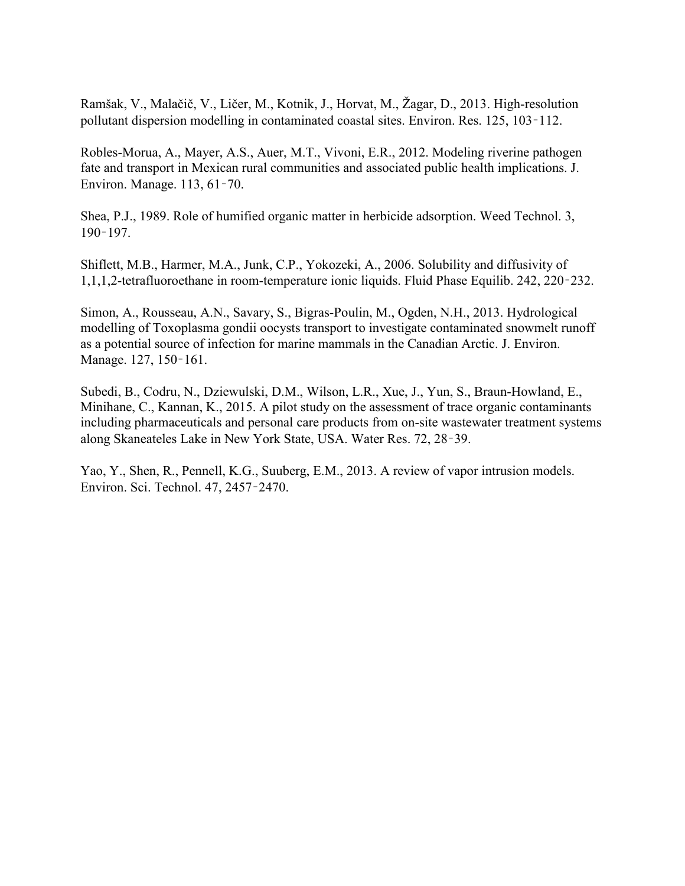Ramšak, V., Malačič, V., Ličer, M., Kotnik, J., Horvat, M., Žagar, D., 2013. High-resolution pollutant dispersion modelling in contaminated coastal sites. Environ. Res. 125, 103‑112.

Robles-Morua, A., Mayer, A.S., Auer, M.T., Vivoni, E.R., 2012. Modeling riverine pathogen fate and transport in Mexican rural communities and associated public health implications. J. Environ. Manage. 113, 61‑70.

Shea, P.J., 1989. Role of humified organic matter in herbicide adsorption. Weed Technol. 3, 190‑197.

Shiflett, M.B., Harmer, M.A., Junk, C.P., Yokozeki, A., 2006. Solubility and diffusivity of 1,1,1,2-tetrafluoroethane in room-temperature ionic liquids. Fluid Phase Equilib. 242, 220‑232.

Simon, A., Rousseau, A.N., Savary, S., Bigras-Poulin, M., Ogden, N.H., 2013. Hydrological modelling of Toxoplasma gondii oocysts transport to investigate contaminated snowmelt runoff as a potential source of infection for marine mammals in the Canadian Arctic. J. Environ. Manage. 127, 150‑161.

Subedi, B., Codru, N., Dziewulski, D.M., Wilson, L.R., Xue, J., Yun, S., Braun-Howland, E., Minihane, C., Kannan, K., 2015. A pilot study on the assessment of trace organic contaminants including pharmaceuticals and personal care products from on-site wastewater treatment systems along Skaneateles Lake in New York State, USA. Water Res. 72, 28‑39.

Yao, Y., Shen, R., Pennell, K.G., Suuberg, E.M., 2013. A review of vapor intrusion models. Environ. Sci. Technol. 47, 2457‑2470.